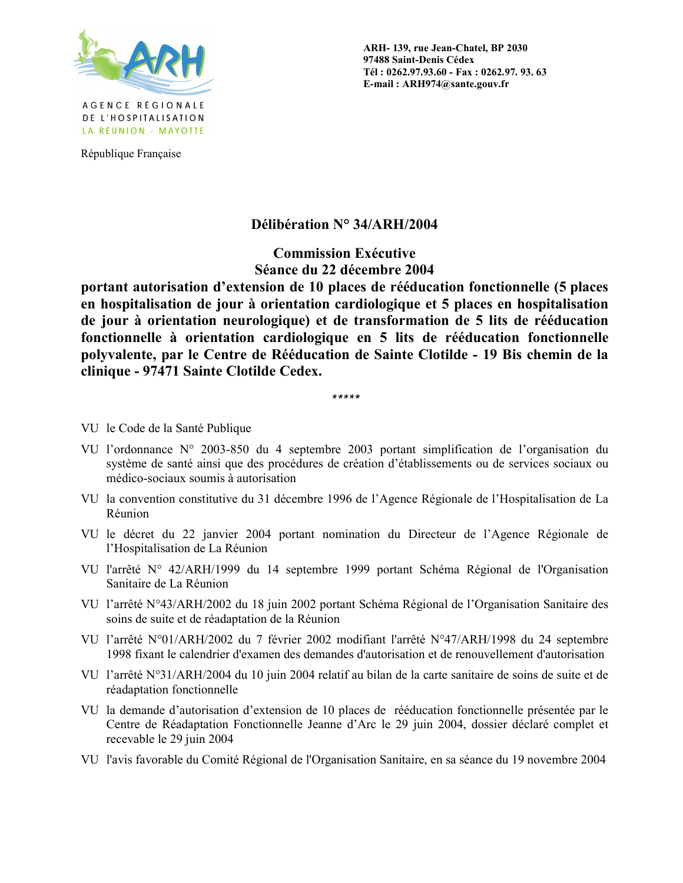AGENCE RÉGIONALE DE L'HOSPITALISATION
LA RÉUNION - MAYOTTE

République Française

**ARH- 139, rue Jean-Chatel, BP 2030**
**97488 Saint-Denis Cédex**
**Tél : 0262.97.93.60 - Fax : 0262.97. 93. 63**
**E-mail : ARH974@sante.gouv.fr**

# Délibération N° 34/ARH/2004

## Commission Exécutive
## Séance du 22 décembre 2004

**portant autorisation d'extension de 10 places de rééducation fonctionnelle (5 places en hospitalisation de jour à orientation cardiologique et 5 places en hospitalisation de jour à orientation neurologique) et de transformation de 5 lits de rééducation fonctionnelle à orientation cardiologique en 5 lits de rééducation fonctionnelle polyvalente, par le Centre de Rééducation de Sainte Clotilde - 19 Bis chemin de la clinique - 97471 Sainte Clotilde Cedex.**

*****

VU le Code de la Santé Publique

VU l'ordonnance N° 2003-850 du 4 septembre 2003 portant simplification de l'organisation du système de santé ainsi que des procédures de création d'établissements ou de services sociaux ou médico-sociaux soumis à autorisation

VU la convention constitutive du 31 décembre 1996 de l'Agence Régionale de l'Hospitalisation de La Réunion

VU le décret du 22 janvier 2004 portant nomination du Directeur de l'Agence Régionale de l'Hospitalisation de La Réunion

VU l'arrêté N° 42/ARH/1999 du 14 septembre 1999 portant Schéma Régional de l'Organisation Sanitaire de La Réunion

VU l'arrêté N°43/ARH/2002 du 18 juin 2002 portant Schéma Régional de l'Organisation Sanitaire des soins de suite et de réadaptation de la Réunion

VU l'arrêté N°01/ARH/2002 du 7 février 2002 modifiant l'arrêté N°47/ARH/1998 du 24 septembre 1998 fixant le calendrier d'examen des demandes d'autorisation et de renouvellement d'autorisation

VU l'arrêté N°31/ARH/2004 du 10 juin 2004 relatif au bilan de la carte sanitaire de soins de suite et de réadaptation fonctionnelle

VU la demande d'autorisation d'extension de 10 places de rééducation fonctionnelle présentée par le Centre de Réadaptation Fonctionnelle Jeanne d'Arc le 29 juin 2004, dossier déclaré complet et recevable le 29 juin 2004

VU l'avis favorable du Comité Régional de l'Organisation Sanitaire, en sa séance du 19 novembre 2004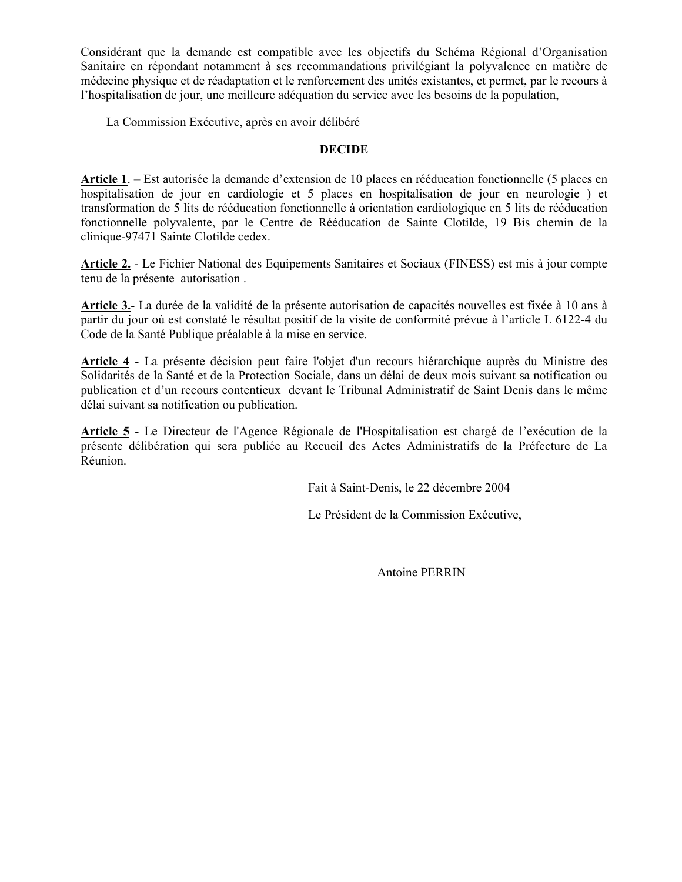Considérant que la demande est compatible avec les objectifs du Schéma Régional d'Organisation Sanitaire en répondant notamment à ses recommandations privilégiant la polyvalence en matière de médecine physique et de réadaptation et le renforcement des unités existantes, et permet, par le recours à l'hospitalisation de jour, une meilleure adéquation du service avec les besoins de la population,

La Commission Exécutive, après en avoir délibéré

**DECIDE**

**Article 1**. – Est autorisée la demande d'extension de 10 places en rééducation fonctionnelle (5 places en hospitalisation de jour en cardiologie et 5 places en hospitalisation de jour en neurologie ) et transformation de 5 lits de rééducation fonctionnelle à orientation cardiologique en 5 lits de rééducation fonctionnelle polyvalente, par le Centre de Rééducation de Sainte Clotilde, 19 Bis chemin de la clinique-97471 Sainte Clotilde cedex.

**Article 2.** - Le Fichier National des Equipements Sanitaires et Sociaux (FINESS) est mis à jour compte tenu de la présente autorisation .

**Article 3.**- La durée de la validité de la présente autorisation de capacités nouvelles est fixée à 10 ans à partir du jour où est constaté le résultat positif de la visite de conformité prévue à l'article L 6122-4 du Code de la Santé Publique préalable à la mise en service.

**Article 4** - La présente décision peut faire l'objet d'un recours hiérarchique auprès du Ministre des Solidarités de la Santé et de la Protection Sociale, dans un délai de deux mois suivant sa notification ou publication et d'un recours contentieux devant le Tribunal Administratif de Saint Denis dans le même délai suivant sa notification ou publication.

**Article 5** - Le Directeur de l'Agence Régionale de l'Hospitalisation est chargé de l'exécution de la présente délibération qui sera publiée au Recueil des Actes Administratifs de la Préfecture de La Réunion.

Fait à Saint-Denis, le 22 décembre 2004

Le Président de la Commission Exécutive,

Antoine PERRIN